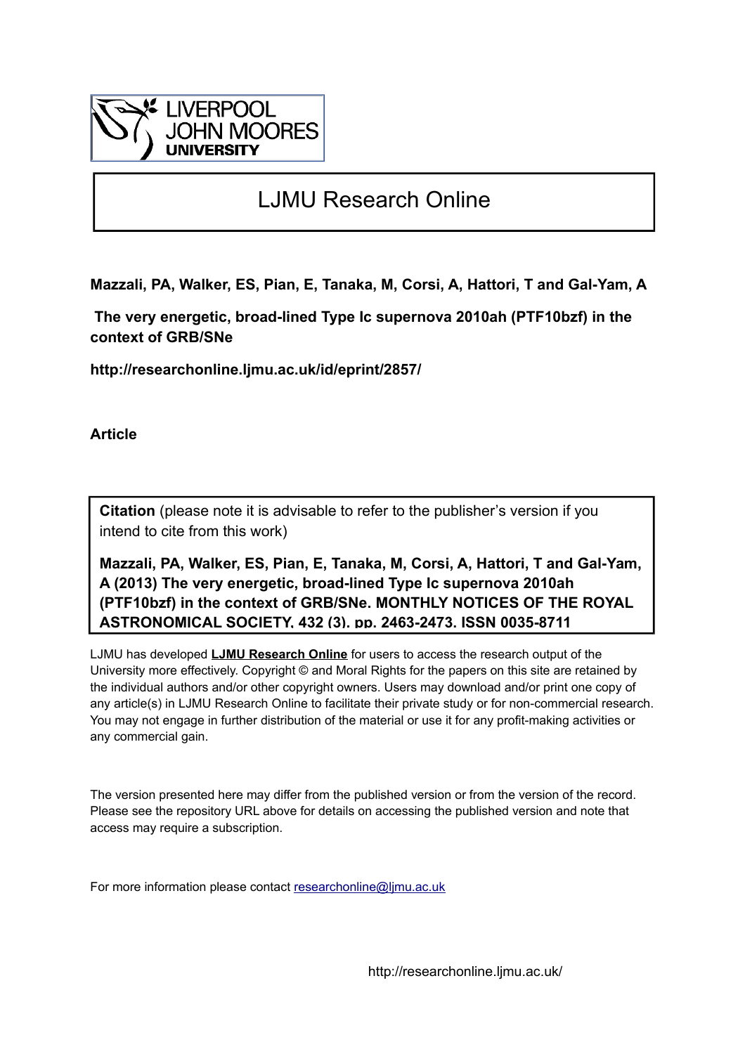LIVERPOOL JOHN MOORES UNIVERSITY

# LJMU Research Online

**Mazzali, PA, Walker, ES, Pian, E, Tanaka, M, Corsi, A, Hattori, T and Gal-Yam, A**

**The very energetic, broad-lined Type Ic supernova 2010ah (PTF10bzf) in the context of GRB/SNe**

**http://researchonline.ljmu.ac.uk/id/eprint/2857/**

**Article**

**Citation** (please note it is advisable to refer to the publisher's version if you intend to cite from this work)

**Mazzali, PA, Walker, ES, Pian, E, Tanaka, M, Corsi, A, Hattori, T and Gal-Yam, A (2013) The very energetic, broad-lined Type Ic supernova 2010ah (PTF10bzf) in the context of GRB/SNe. MONTHLY NOTICES OF THE ROYAL ASTRONOMICAL SOCIETY, 432 (3). pp. 2463-2473. ISSN 0035-8711**

LJMU has developed **LJMU Research Online** for users to access the research output of the University more effectively. Copyright © and Moral Rights for the papers on this site are retained by the individual authors and/or other copyright owners. Users may download and/or print one copy of any article(s) in LJMU Research Online to facilitate their private study or for non-commercial research. You may not engage in further distribution of the material or use it for any profit-making activities or any commercial gain.

The version presented here may differ from the published version or from the version of the record. Please see the repository URL above for details on accessing the published version and note that access may require a subscription.

For more information please contact researchonline@ljmu.ac.uk

http://researchonline.ljmu.ac.uk/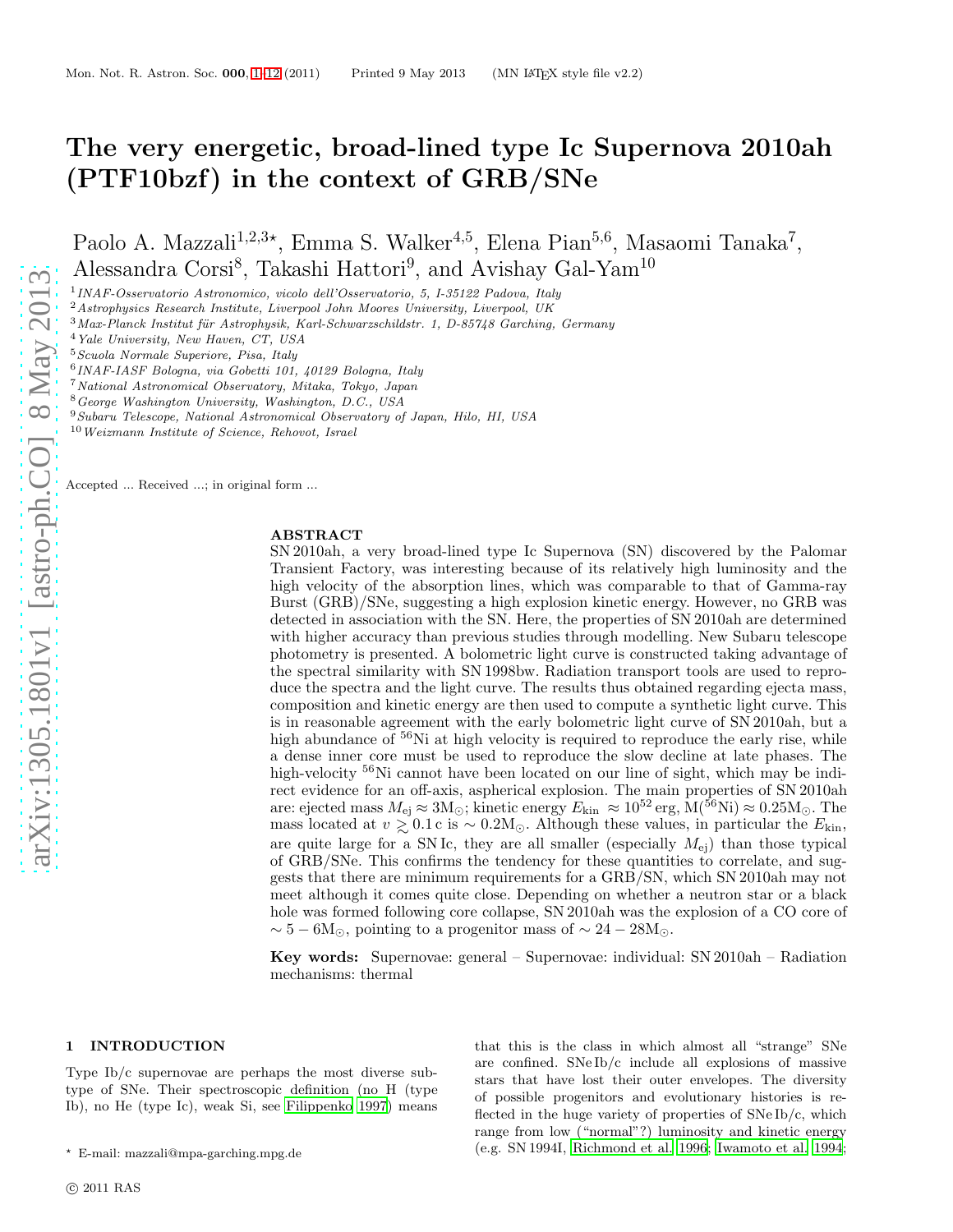# The very energetic, broad-lined type Ic Supernova 2010ah (PTF10bzf) in the context of GRB/SNe

Paolo A. Mazzali[1,2,3⋆], Emma S. Walker[4,5], Elena Pian[5,6], Masaomi Tanaka[7], Alessandra Corsi[8], Takashi Hattori[9], and Avishay Gal-Yam[10]

[1] *INAF-Osservatorio Astronomico, vicolo dell'Osservatorio, 5, I-35122 Padova, Italy*
[2] *Astrophysics Research Institute, Liverpool John Moores University, Liverpool, UK*
[3] *Max-Planck Institut für Astrophysik, Karl-Schwarzschildstr. 1, D-85748 Garching, Germany*
[4] *Yale University, New Haven, CT, USA*
[5] *Scuola Normale Superiore, Pisa, Italy*
[6] *INAF-IASF Bologna, via Gobetti 101, 40129 Bologna, Italy*
[7] *National Astronomical Observatory, Mitaka, Tokyo, Japan*
[8] *George Washington University, Washington, D.C., USA*
[9] *Subaru Telescope, National Astronomical Observatory of Japan, Hilo, HI, USA*
[10] *Weizmann Institute of Science, Rehovot, Israel*

Accepted ... Received ...; in original form ...

## ABSTRACT

SN 2010ah, a very broad-lined type Ic Supernova (SN) discovered by the Palomar Transient Factory, was interesting because of its relatively high luminosity and the high velocity of the absorption lines, which was comparable to that of Gamma-ray Burst (GRB)/SNe, suggesting a high explosion kinetic energy. However, no GRB was detected in association with the SN. Here, the properties of SN 2010ah are determined with higher accuracy than previous studies through modelling. New Subaru telescope photometry is presented. A bolometric light curve is constructed taking advantage of the spectral similarity with SN 1998bw. Radiation transport tools are used to reproduce the spectra and the light curve. The results thus obtained regarding ejecta mass, composition and kinetic energy are then used to compute a synthetic light curve. This is in reasonable agreement with the early bolometric light curve of SN 2010ah, but a high abundance of $^{56}$Ni at high velocity is required to reproduce the early rise, while a dense inner core must be used to reproduce the slow decline at late phases. The high-velocity $^{56}$Ni cannot have been located on our line of sight, which may be indirect evidence for an off-axis, aspherical explosion. The main properties of SN 2010ah are: ejected mass $M_{\rm ej} \approx 3 M_\odot$; kinetic energy $E_{\rm kin} \approx 10^{52}$ erg, M($^{56}$Ni) $\approx 0.25 M_\odot$. The mass located at $v \gtrsim 0.1\,c$ is $\sim 0.2 M_\odot$. Although these values, in particular the $E_{\rm kin}$, are quite large for a SN Ic, they are all smaller (especially $M_{\rm ej}$) than those typical of GRB/SNe. This confirms the tendency for these quantities to correlate, and suggests that there are minimum requirements for a GRB/SN, which SN 2010ah may not meet although it comes quite close. Depending on whether a neutron star or a black hole was formed following core collapse, SN 2010ah was the explosion of a CO core of $\sim 5-6 M_\odot$, pointing to a progenitor mass of $\sim 24-28 M_\odot$.

**Key words:** Supernovae: general – Supernovae: individual: SN 2010ah – Radiation mechanisms: thermal

## 1 INTRODUCTION

Type Ib/c supernovae are perhaps the most diverse subtype of SNe. Their spectroscopic definition (no H (type Ib), no He (type Ic), weak Si, see Filippenko 1997) means that this is the class in which almost all "strange" SNe are confined. SNe Ib/c include all explosions of massive stars that have lost their outer envelopes. The diversity of possible progenitors and evolutionary histories is reflected in the huge variety of properties of SNe Ib/c, which range from low ("normal"?) luminosity and kinetic energy (e.g. SN 1994I, Richmond et al. 1996; Iwamoto et al. 1994;

⋆ E-mail: mazzali@mpa-garching.mpg.de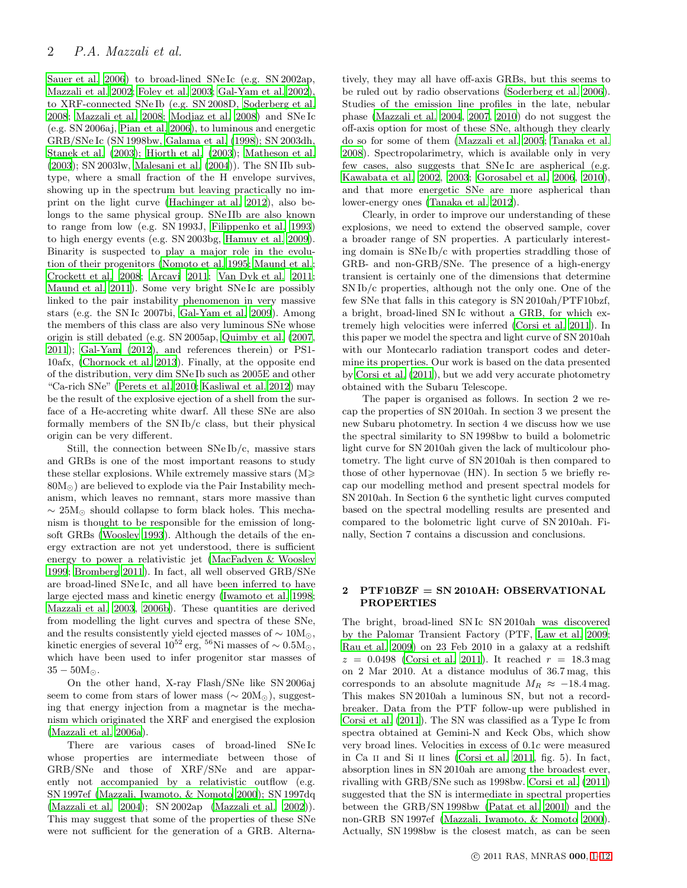Sauer et al. 2006) to broad-lined SNe Ic (e.g. SN 2002ap, Mazzali et al. 2002; Foley et al. 2003; Gal-Yam et al. 2002), to XRF-connected SNe Ib (e.g. SN 2008D, Soderberg et al. 2008; Mazzali et al. 2008; Modjaz et al. 2008) and SNe Ic (e.g. SN 2006aj, Pian et al. 2006), to luminous and energetic GRB/SNe Ic (SN 1998bw, Galama et al. (1998); SN 2003dh, Stanek et al. (2003); Hjorth et al. (2003); Matheson et al. (2003); SN 2003lw, Malesani et al. (2004)). The SN IIb subtype, where a small fraction of the H envelope survives, showing up in the spectrum but leaving practically no imprint on the light curve (Hachinger at al. 2012), also belongs to the same physical group. SNe IIb are also known to range from low (e.g. SN 1993J, Filippenko et al. 1993) to high energy events (e.g. SN 2003bg, Hamuy et al. 2009). Binarity is suspected to play a major role in the evolution of their progenitors (Nomoto et al. 1995; Maund et al.; Crockett et al. 2008; Arcavi 2011; Van Dyk et al. 2011; Maund et al. 2011). Some very bright SNe Ic are possibly linked to the pair instability phenomenon in very massive stars (e.g. the SN Ic 2007bi, Gal-Yam et al. 2009). Among the members of this class are also very luminous SNe whose origin is still debated (e.g. SN 2005ap, Quimby et al. (2007, 2011); Gal-Yam (2012), and references therein) or PS1-10afx, (Chornock et al. 2013). Finally, at the opposite end of the distribution, very dim SNe Ib such as 2005E and other "Ca-rich SNe" (Perets et al. 2010; Kasliwal et al. 2012) may be the result of the explosive ejection of a shell from the surface of a He-accreting white dwarf. All these SNe are also formally members of the SN Ib/c class, but their physical origin can be very different.

Still, the connection between SNe Ib/c, massive stars and GRBs is one of the most important reasons to study these stellar explosions. While extremely massive stars ($M \geqslant 80 M_\odot$) are believed to explode via the Pair Instability mechanism, which leaves no remnant, stars more massive than $\sim 25 M_\odot$ should collapse to form black holes. This mechanism is thought to be responsible for the emission of long-soft GRBs (Woosley 1993). Although the details of the energy extraction are not yet understood, there is sufficient energy to power a relativistic jet (MacFadyen & Woosley 1999; Bromberg 2011). In fact, all well observed GRB/SNe are broad-lined SNe Ic, and all have been inferred to have large ejected mass and kinetic energy (Iwamoto et al. 1998; Mazzali et al. 2003, 2006b). These quantities are derived from modelling the light curves and spectra of these SNe, and the results consistently yield ejected masses of $\sim 10 M_\odot$, kinetic energies of several $10^{52}$ erg, $^{56}$Ni masses of $\sim 0.5 M_\odot$, which have been used to infer progenitor star masses of $35 - 50 M_\odot$.

On the other hand, X-ray Flash/SNe like SN 2006aj seem to come from stars of lower mass ($\sim 20 M_\odot$), suggesting that energy injection from a magnetar is the mechanism which originated the XRF and energised the explosion (Mazzali et al. 2006a).

There are various cases of broad-lined SNe Ic whose properties are intermediate between those of GRB/SNe and those of XRF/SNe and are apparently not accompanied by a relativistic outflow (e.g. SN 1997ef (Mazzali, Iwamoto, & Nomoto 2000); SN 1997dq (Mazzali et al. 2004); SN 2002ap (Mazzali et al. 2002)). This may suggest that some of the properties of these SNe were not sufficient for the generation of a GRB. Alternatively, they may all have off-axis GRBs, but this seems to be ruled out by radio observations (Soderberg et al. 2006). Studies of the emission line profiles in the late, nebular phase (Mazzali et al. 2004, 2007, 2010) do not suggest the off-axis option for most of these SNe, although they clearly do so for some of them (Mazzali et al. 2005; Tanaka et al. 2008). Spectropolarimetry, which is available only in very few cases, also suggests that SNe Ic are aspherical (e.g. Kawabata et al. 2002, 2003; Gorosabel et al. 2006, 2010), and that more energetic SNe are more aspherical than lower-energy ones (Tanaka et al. 2012).

Clearly, in order to improve our understanding of these explosions, we need to extend the observed sample, cover a broader range of SN properties. A particularly interesting domain is SNe Ib/c with properties straddling those of GRB- and non-GRB/SNe. The presence of a high-energy transient is certainly one of the dimensions that determine SN Ib/c properties, although not the only one. One of the few SNe that falls in this category is SN 2010ah/PTF10bzf, a bright, broad-lined SN Ic without a GRB, for which extremely high velocities were inferred (Corsi et al. 2011). In this paper we model the spectra and light curve of SN 2010ah with our Montecarlo radiation transport codes and determine its properties. Our work is based on the data presented by Corsi et al. (2011), but we add very accurate photometry obtained with the Subaru Telescope.

The paper is organised as follows. In section 2 we recap the properties of SN 2010ah. In section 3 we present the new Subaru photometry. In section 4 we discuss how we use the spectral similarity to SN 1998bw to build a bolometric light curve for SN 2010ah given the lack of multicolour photometry. The light curve of SN 2010ah is then compared to those of other hypernovae (HN). In section 5 we briefly recap our modelling method and present spectral models for SN 2010ah. In Section 6 the synthetic light curves computed based on the spectral modelling results are presented and compared to the bolometric light curve of SN 2010ah. Finally, Section 7 contains a discussion and conclusions.

## 2 PTF10BZF = SN 2010AH: OBSERVATIONAL PROPERTIES

The bright, broad-lined SN Ic SN 2010ah was discovered by the Palomar Transient Factory (PTF, Law et al. 2009; Rau et al. 2009) on 23 Feb 2010 in a galaxy at a redshift $z = 0.0498$ (Corsi et al. 2011). It reached $r = 18.3$ mag on 2 Mar 2010. At a distance modulus of 36.7 mag, this corresponds to an absolute magnitude $M_R \approx -18.4$ mag. This makes SN 2010ah a luminous SN, but not a record-breaker. Data from the PTF follow-up were published in Corsi et al. (2011). The SN was classified as a Type Ic from spectra obtained at Gemini-N and Keck Obs, which show very broad lines. Velocities in excess of $0.1c$ were measured in Ca II and Si II lines (Corsi et al. 2011, fig. 5). In fact, absorption lines in SN 2010ah are among the broadest ever, rivalling with GRB/SNe such as 1998bw. Corsi et al. (2011) suggested that the SN is intermediate in spectral properties between the GRB/SN 1998bw (Patat et al. 2001) and the non-GRB SN 1997ef (Mazzali, Iwamoto, & Nomoto 2000). Actually, SN 1998bw is the closest match, as can be seen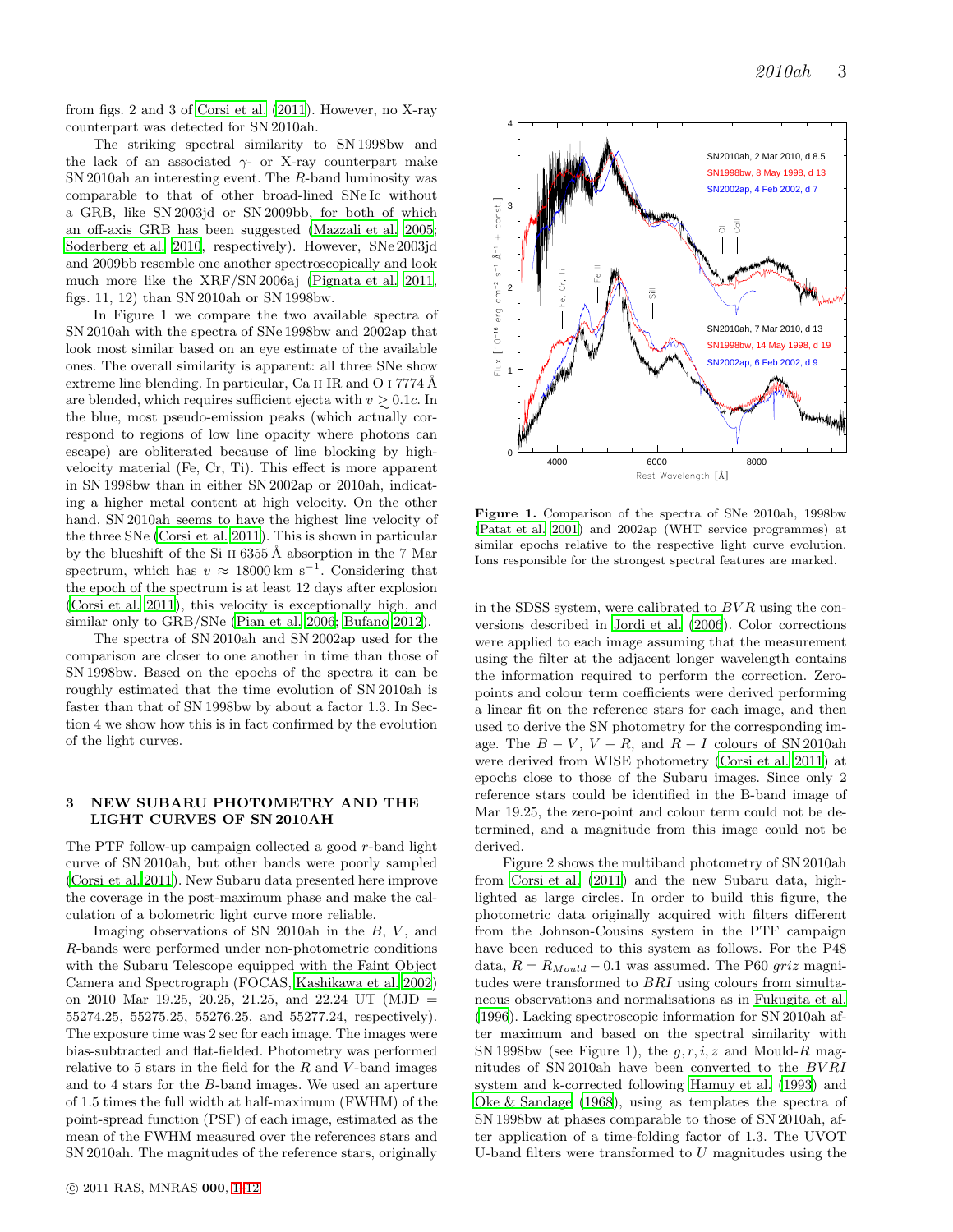from figs. 2 and 3 of Corsi et al. (2011). However, no X-ray counterpart was detected for SN 2010ah.

The striking spectral similarity to SN 1998bw and the lack of an associated $\gamma$- or X-ray counterpart make SN 2010ah an interesting event. The $R$-band luminosity was comparable to that of other broad-lined SNe Ic without a GRB, like SN 2003jd or SN 2009bb, for both of which an off-axis GRB has been suggested (Mazzali et al. 2005; Soderberg et al. 2010, respectively). However, SNe 2003jd and 2009bb resemble one another spectroscopically and look much more like the XRF/SN 2006aj (Pignata et al. 2011, figs. 11, 12) than SN 2010ah or SN 1998bw.

In Figure 1 we compare the two available spectra of SN 2010ah with the spectra of SNe 1998bw and 2002ap that look most similar based on an eye estimate of the available ones. The overall similarity is apparent: all three SNe show extreme line blending. In particular, Ca II IR and O I 7774 Å are blended, which requires sufficient ejecta with $v \gtrsim 0.1c$. In the blue, most pseudo-emission peaks (which actually correspond to regions of low line opacity where photons can escape) are obliterated because of line blocking by high-velocity material (Fe, Cr, Ti). This effect is more apparent in SN 1998bw than in either SN 2002ap or 2010ah, indicating a higher metal content at high velocity. On the other hand, SN 2010ah seems to have the highest line velocity of the three SNe (Corsi et al. 2011). This is shown in particular by the blueshift of the Si II 6355 Å absorption in the 7 Mar spectrum, which has $v \approx 18000$ km s$^{-1}$. Considering that the epoch of the spectrum is at least 12 days after explosion (Corsi et al. 2011), this velocity is exceptionally high, and similar only to GRB/SNe (Pian et al. 2006; Bufano 2012).

The spectra of SN 2010ah and SN 2002ap used for the comparison are closer to one another in time than those of SN 1998bw. Based on the epochs of the spectra it can be roughly estimated that the time evolution of SN 2010ah is faster than that of SN 1998bw by about a factor 1.3. In Section 4 we show how this is in fact confirmed by the evolution of the light curves.

## 3 NEW SUBARU PHOTOMETRY AND THE LIGHT CURVES OF SN 2010AH

The PTF follow-up campaign collected a good $r$-band light curve of SN 2010ah, but other bands were poorly sampled (Corsi et al. 2011). New Subaru data presented here improve the coverage in the post-maximum phase and make the calculation of a bolometric light curve more reliable.

Imaging observations of SN 2010ah in the $B$, $V$, and $R$-bands were performed under non-photometric conditions with the Subaru Telescope equipped with the Faint Object Camera and Spectrograph (FOCAS, Kashikawa et al. 2002) on 2010 Mar 19.25, 20.25, 21.25, and 22.24 UT (MJD = 55274.25, 55275.25, 55276.25, and 55277.24, respectively). The exposure time was 2 sec for each image. The images were bias-subtracted and flat-fielded. Photometry was performed relative to 5 stars in the field for the $R$ and $V$-band images and to 4 stars for the $B$-band images. We used an aperture of 1.5 times the full width at half-maximum (FWHM) of the point-spread function (PSF) of each image, estimated as the mean of the FWHM measured over the references stars and SN 2010ah. The magnitudes of the reference stars, originally

Figure 1. Comparison of the spectra of SNe 2010ah, 1998bw (Patat et al. 2001) and 2002ap (WHT service programmes) at similar epochs relative to the respective light curve evolution. Ions responsible for the strongest spectral features are marked.

in the SDSS system, were calibrated to $BVR$ using the conversions described in Jordi et al. (2006). Color corrections were applied to each image assuming that the measurement using the filter at the adjacent longer wavelength contains the information required to perform the correction. Zero-points and colour term coefficients were derived performing a linear fit on the reference stars for each image, and then used to derive the SN photometry for the corresponding image. The $B-V$, $V-R$, and $R-I$ colours of SN 2010ah were derived from WISE photometry (Corsi et al. 2011) at epochs close to those of the Subaru images. Since only 2 reference stars could be identified in the B-band image of Mar 19.25, the zero-point and colour term could not be determined, and a magnitude from this image could not be derived.

Figure 2 shows the multiband photometry of SN 2010ah from Corsi et al. (2011) and the new Subaru data, highlighted as large circles. In order to build this figure, the photometric data originally acquired with filters different from the Johnson-Cousins system in the PTF campaign have been reduced to this system as follows. For the P48 data, $R = R_{Mould} - 0.1$ was assumed. The P60 $griz$ magnitudes were transformed to $BRI$ using colours from simultaneous observations and normalisations as in Fukugita et al. (1996). Lacking spectroscopic information for SN 2010ah after maximum and based on the spectral similarity with SN 1998bw (see Figure 1), the $g, r, i, z$ and Mould-$R$ magnitudes of SN 2010ah have been converted to the $BVRI$ system and k-corrected following Hamuy et al. (1993) and Oke & Sandage (1968), using as templates the spectra of SN 1998bw at phases comparable to those of SN 2010ah, after application of a time-folding factor of 1.3. The UVOT U-band filters were transformed to $U$ magnitudes using the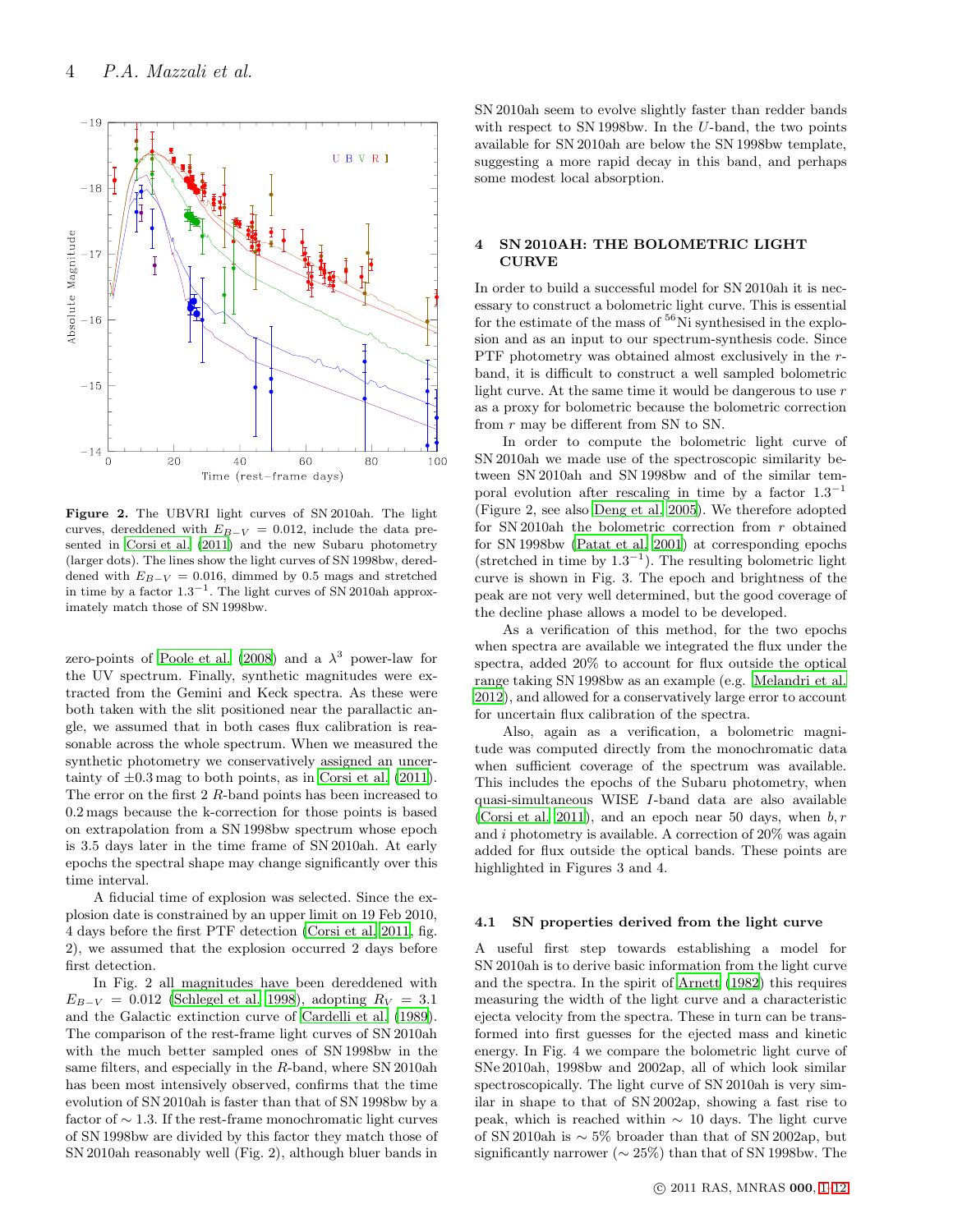**Figure 2.** The UBVRI light curves of SN 2010ah. The light curves, dereddened with $E_{B-V} = 0.012$, include the data presented in Corsi et al. (2011) and the new Subaru photometry (larger dots). The lines show the light curves of SN 1998bw, dereddened with $E_{B-V} = 0.016$, dimmed by 0.5 mags and stretched in time by a factor $1.3^{-1}$. The light curves of SN 2010ah approximately match those of SN 1998bw.

zero-points of Poole et al. (2008) and a $\lambda^3$ power-law for the UV spectrum. Finally, synthetic magnitudes were extracted from the Gemini and Keck spectra. As these were both taken with the slit positioned near the parallactic angle, we assumed that in both cases flux calibration is reasonable across the whole spectrum. When we measured the synthetic photometry we conservatively assigned an uncertainty of $\pm 0.3$ mag to both points, as in Corsi et al. (2011). The error on the first 2 $R$-band points has been increased to 0.2 mags because the k-correction for those points is based on extrapolation from a SN 1998bw spectrum whose epoch is 3.5 days later in the time frame of SN 2010ah. At early epochs the spectral shape may change significantly over this time interval.

A fiducial time of explosion was selected. Since the explosion date is constrained by an upper limit on 19 Feb 2010, 4 days before the first PTF detection (Corsi et al. 2011, fig. 2), we assumed that the explosion occurred 2 days before first detection.

In Fig. 2 all magnitudes have been dereddened with $E_{B-V} = 0.012$ (Schlegel et al. 1998), adopting $R_V = 3.1$ and the Galactic extinction curve of Cardelli et al. (1989). The comparison of the rest-frame light curves of SN 2010ah with the much better sampled ones of SN 1998bw in the same filters, and especially in the $R$-band, where SN 2010ah has been most intensively observed, confirms that the time evolution of SN 2010ah is faster than that of SN 1998bw by a factor of $\sim 1.3$. If the rest-frame monochromatic light curves of SN 1998bw are divided by this factor they match those of SN 2010ah reasonably well (Fig. 2), although bluer bands in SN 2010ah seem to evolve slightly faster than redder bands with respect to SN 1998bw. In the $U$-band, the two points available for SN 2010ah are below the SN 1998bw template, suggesting a more rapid decay in this band, and perhaps some modest local absorption.

## 4 SN 2010AH: THE BOLOMETRIC LIGHT CURVE

In order to build a successful model for SN 2010ah it is necessary to construct a bolometric light curve. This is essential for the estimate of the mass of $^{56}$Ni synthesised in the explosion and as an input to our spectrum-synthesis code. Since PTF photometry was obtained almost exclusively in the $r$-band, it is difficult to construct a well sampled bolometric light curve. At the same time it would be dangerous to use $r$ as a proxy for bolometric because the bolometric correction from $r$ may be different from SN to SN.

In order to compute the bolometric light curve of SN 2010ah we made use of the spectroscopic similarity between SN 2010ah and SN 1998bw and of the similar temporal evolution after rescaling in time by a factor $1.3^{-1}$ (Figure 2, see also Deng et al. 2005). We therefore adopted for SN 2010ah the bolometric correction from $r$ obtained for SN 1998bw (Patat et al. 2001) at corresponding epochs (stretched in time by $1.3^{-1}$). The resulting bolometric light curve is shown in Fig. 3. The epoch and brightness of the peak are not very well determined, but the good coverage of the decline phase allows a model to be developed.

As a verification of this method, for the two epochs when spectra are available we integrated the flux under the spectra, added 20% to account for flux outside the optical range taking SN 1998bw as an example (e.g. Melandri et al. 2012), and allowed for a conservatively large error to account for uncertain flux calibration of the spectra.

Also, again as a verification, a bolometric magnitude was computed directly from the monochromatic data when sufficient coverage of the spectrum was available. This includes the epochs of the Subaru photometry, when quasi-simultaneous WISE $I$-band data are also available (Corsi et al. 2011), and an epoch near 50 days, when $b, r$ and $i$ photometry is available. A correction of 20% was again added for flux outside the optical bands. These points are highlighted in Figures 3 and 4.

### 4.1 SN properties derived from the light curve

A useful first step towards establishing a model for SN 2010ah is to derive basic information from the light curve and the spectra. In the spirit of Arnett (1982) this requires measuring the width of the light curve and a characteristic ejecta velocity from the spectra. These in turn can be transformed into first guesses for the ejected mass and kinetic energy. In Fig. 4 we compare the bolometric light curve of SNe 2010ah, 1998bw and 2002ap, all of which look similar spectroscopically. The light curve of SN 2010ah is very similar in shape to that of SN 2002ap, showing a fast rise to peak, which is reached within $\sim 10$ days. The light curve of SN 2010ah is $\sim 5$% broader than that of SN 2002ap, but significantly narrower ($\sim 25$%) than that of SN 1998bw. The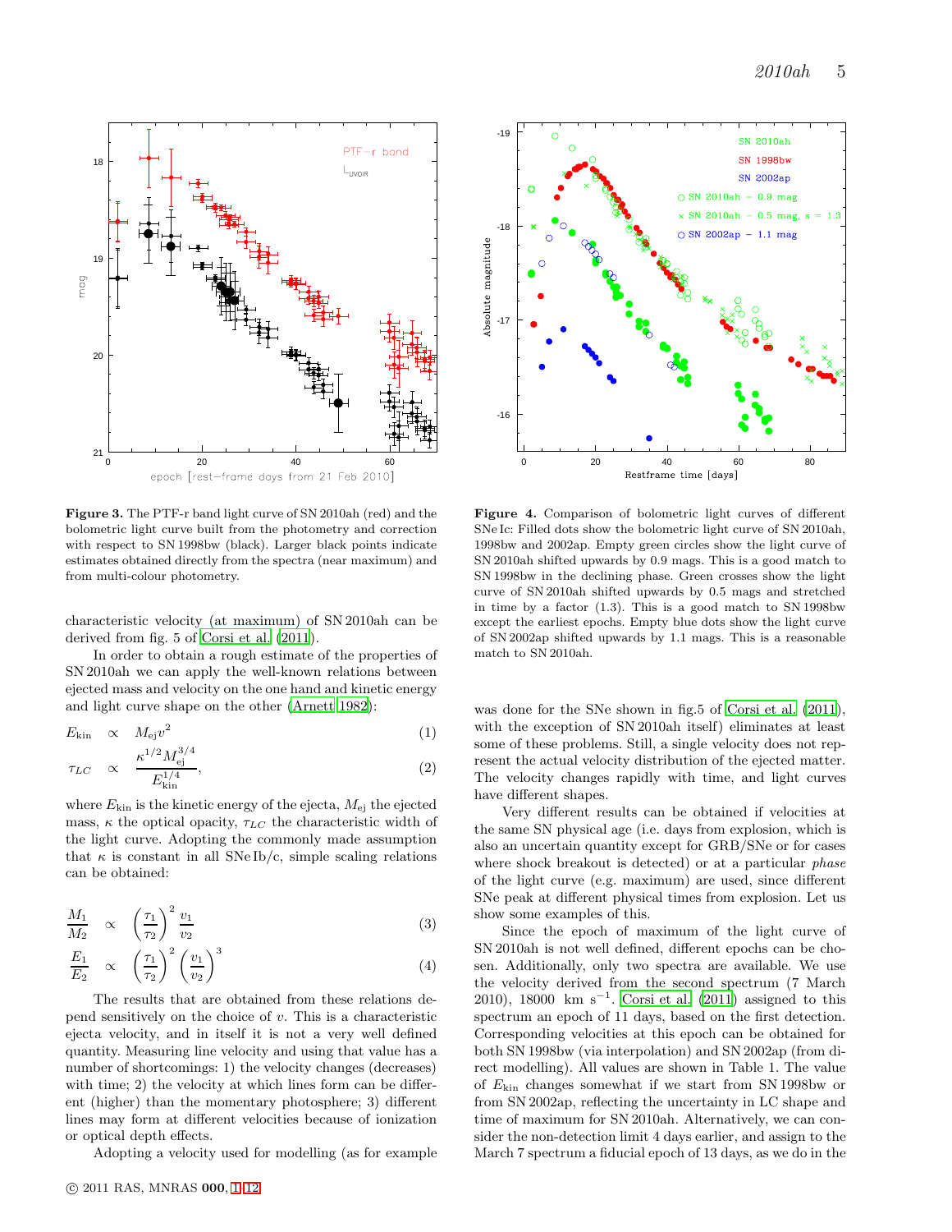**Figure 3.** The PTF-r band light curve of SN 2010ah (red) and the bolometric light curve built from the photometry and correction with respect to SN 1998bw (black). Larger black points indicate estimates obtained directly from the spectra (near maximum) and from multi-colour photometry.

**Figure 4.** Comparison of bolometric light curves of different SNe Ic: Filled dots show the bolometric light curve of SN 2010ah, 1998bw and 2002ap. Empty green circles show the light curve of SN 2010ah shifted upwards by 0.9 mags. This is a good match to SN 1998bw in the declining phase. Green crosses show the light curve of SN 2010ah shifted upwards by 0.5 mags and stretched in time by a factor (1.3). This is a good match to SN 1998bw except the earliest epochs. Empty blue dots show the light curve of SN 2002ap shifted upwards by 1.1 mags. This is a reasonable match to SN 2010ah.

characteristic velocity (at maximum) of SN 2010ah can be derived from fig. 5 of Corsi et al. (2011).

In order to obtain a rough estimate of the properties of SN 2010ah we can apply the well-known relations between ejected mass and velocity on the one hand and kinetic energy and light curve shape on the other (Arnett 1982):

$$E_{\rm kin} \propto M_{\rm ej} v^2 \tag{1}$$

$$\tau_{LC} \propto \frac{\kappa^{1/2} M_{\rm ej}^{3/4}}{E_{\rm kin}^{1/4}}, \tag{2}$$

where $E_{\rm kin}$ is the kinetic energy of the ejecta, $M_{\rm ej}$ the ejected mass, $\kappa$ the optical opacity, $\tau_{LC}$ the characteristic width of the light curve. Adopting the commonly made assumption that $\kappa$ is constant in all SNe Ib/c, simple scaling relations can be obtained:

$$\frac{M_1}{M_2} \propto \left(\frac{\tau_1}{\tau_2}\right)^2 \frac{v_1}{v_2} \tag{3}$$

$$\frac{E_1}{E_2} \propto \left(\frac{\tau_1}{\tau_2}\right)^2 \left(\frac{v_1}{v_2}\right)^3 \tag{4}$$

The results that are obtained from these relations depend sensitively on the choice of $v$. This is a characteristic ejecta velocity, and in itself it is not a very well defined quantity. Measuring line velocity and using that value has a number of shortcomings: 1) the velocity changes (decreases) with time; 2) the velocity at which lines form can be different (higher) than the momentary photosphere; 3) different lines may form at different velocities because of ionization or optical depth effects.

Adopting a velocity used for modelling (as for example was done for the SNe shown in fig.5 of Corsi et al. (2011), with the exception of SN 2010ah itself) eliminates at least some of these problems. Still, a single velocity does not represent the actual velocity distribution of the ejected matter. The velocity changes rapidly with time, and light curves have different shapes.

Very different results can be obtained if velocities at the same SN physical age (i.e. days from explosion, which is also an uncertain quantity except for GRB/SNe or for cases where shock breakout is detected) or at a particular *phase* of the light curve (e.g. maximum) are used, since different SNe peak at different physical times from explosion. Let us show some examples of this.

Since the epoch of maximum of the light curve of SN 2010ah is not well defined, different epochs can be chosen. Additionally, only two spectra are available. We use the velocity derived from the second spectrum (7 March 2010), 18000 km s$^{-1}$. Corsi et al. (2011) assigned to this spectrum an epoch of 11 days, based on the first detection. Corresponding velocities at this epoch can be obtained for both SN 1998bw (via interpolation) and SN 2002ap (from direct modelling). All values are shown in Table 1. The value of $E_{\rm kin}$ changes somewhat if we start from SN 1998bw or from SN 2002ap, reflecting the uncertainty in LC shape and time of maximum for SN 2010ah. Alternatively, we can consider the non-detection limit 4 days earlier, and assign to the March 7 spectrum a fiducial epoch of 13 days, as we do in the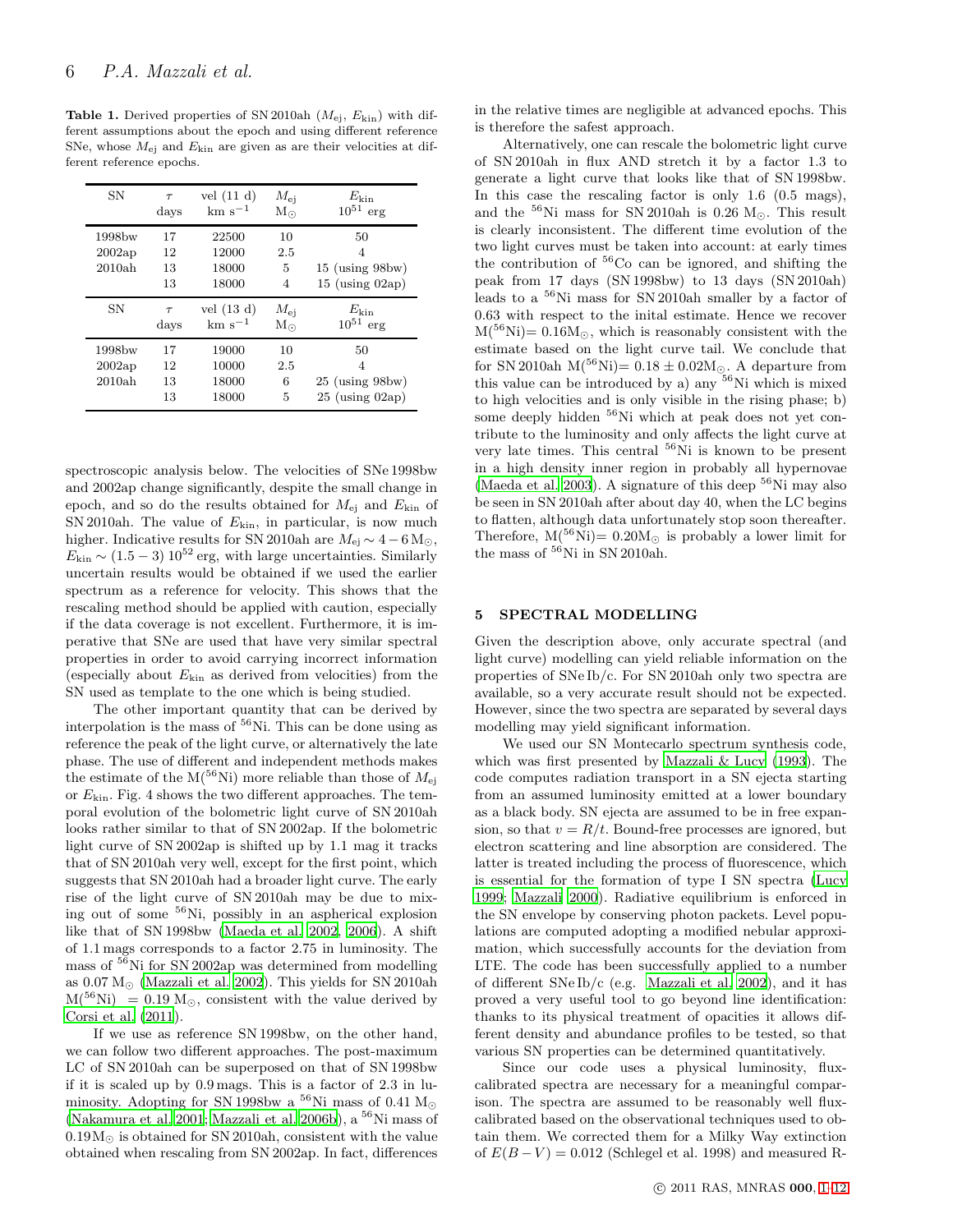**Table 1.** Derived properties of SN 2010ah ($M_{\rm ej}$, $E_{\rm kin}$) with different assumptions about the epoch and using different reference SNe, whose $M_{\rm ej}$ and $E_{\rm kin}$ are given as are their velocities at different reference epochs.

| SN | $\tau$ days | vel (11 d) km s$^{-1}$ | $M_{\rm ej}$ M$_\odot$ | $E_{\rm kin}$ $10^{51}$ erg |
|---|---|---|---|---|
| 1998bw | 17 | 22500 | 10 | 50 |
| 2002ap | 12 | 12000 | 2.5 | 4 |
| 2010ah | 13 | 18000 | 5 | 15 (using 98bw) |
| | 13 | 18000 | 4 | 15 (using 02ap) |
| **SN** | **$\tau$ days** | **vel (13 d) km s$^{-1}$** | **$M_{\rm ej}$ M$_\odot$** | **$E_{\rm kin}$ $10^{51}$ erg** |
| 1998bw | 17 | 19000 | 10 | 50 |
| 2002ap | 12 | 10000 | 2.5 | 4 |
| 2010ah | 13 | 18000 | 6 | 25 (using 98bw) |
| | 13 | 18000 | 5 | 25 (using 02ap) |

spectroscopic analysis below. The velocities of SNe 1998bw and 2002ap change significantly, despite the small change in epoch, and so do the results obtained for $M_{\rm ej}$ and $E_{\rm kin}$ of SN 2010ah. The value of $E_{\rm kin}$, in particular, is now much higher. Indicative results for SN 2010ah are $M_{\rm ej} \sim 4-6\,{\rm M}_\odot$, $E_{\rm kin} \sim (1.5-3)\,10^{52}$ erg, with large uncertainties. Similarly uncertain results would be obtained if we used the earlier spectrum as a reference for velocity. This shows that the rescaling method should be applied with caution, especially if the data coverage is not excellent. Furthermore, it is imperative that SNe are used that have very similar spectral properties in order to avoid carrying incorrect information (especially about $E_{\rm kin}$ as derived from velocities) from the SN used as template to the one which is being studied.

The other important quantity that can be derived by interpolation is the mass of $^{56}$Ni. This can be done using as reference the peak of the light curve, or alternatively the late phase. The use of different and independent methods makes the estimate of the M($^{56}$Ni) more reliable than those of $M_{\rm ej}$ or $E_{\rm kin}$. Fig. 4 shows the two different approaches. The temporal evolution of the bolometric light curve of SN 2010ah looks rather similar to that of SN 2002ap. If the bolometric light curve of SN 2002ap is shifted up by 1.1 mag it tracks that of SN 2010ah very well, except for the first point, which suggests that SN 2010ah had a broader light curve. The early rise of the light curve of SN 2010ah may be due to mixing out of some $^{56}$Ni, possibly in an aspherical explosion like that of SN 1998bw (Maeda et al. 2002, 2006). A shift of 1.1 mags corresponds to a factor 2.75 in luminosity. The mass of $^{56}$Ni for SN 2002ap was determined from modelling as 0.07 M$_\odot$ (Mazzali et al. 2002). This yields for SN 2010ah M($^{56}$Ni) $= 0.19$ M$_\odot$, consistent with the value derived by Corsi et al. (2011).

If we use as reference SN 1998bw, on the other hand, we can follow two different approaches. The post-maximum LC of SN 2010ah can be superposed on that of SN 1998bw if it is scaled up by 0.9 mags. This is a factor of 2.3 in luminosity. Adopting for SN 1998bw a $^{56}$Ni mass of 0.41 M$_\odot$ (Nakamura et al. 2001; Mazzali et al. 2006b), a $^{56}$Ni mass of 0.19 M$_\odot$ is obtained for SN 2010ah, consistent with the value obtained when rescaling from SN 2002ap. In fact, differences in the relative times are negligible at advanced epochs. This is therefore the safest approach.

Alternatively, one can rescale the bolometric light curve of SN 2010ah in flux AND stretch it by a factor 1.3 to generate a light curve that looks like that of SN 1998bw. In this case the rescaling factor is only 1.6 (0.5 mags), and the $^{56}$Ni mass for SN 2010ah is 0.26 M$_\odot$. This result is clearly inconsistent. The different time evolution of the two light curves must be taken into account: at early times the contribution of $^{56}$Co can be ignored, and shifting the peak from 17 days (SN 1998bw) to 13 days (SN 2010ah) leads to a $^{56}$Ni mass for SN 2010ah smaller by a factor of 0.63 with respect to the inital estimate. Hence we recover M($^{56}$Ni)$= 0.16$M$_\odot$, which is reasonably consistent with the estimate based on the light curve tail. We conclude that for SN 2010ah M($^{56}$Ni)$= 0.18 \pm 0.02$M$_\odot$. A departure from this value can be introduced by a) any $^{56}$Ni which is mixed to high velocities and is only visible in the rising phase; b) some deeply hidden $^{56}$Ni which at peak does not yet contribute to the luminosity and only affects the light curve at very late times. This central $^{56}$Ni is known to be present in a high density inner region in probably all hypernovae (Maeda et al. 2003). A signature of this deep $^{56}$Ni may also be seen in SN 2010ah after about day 40, when the LC begins to flatten, although data unfortunately stop soon thereafter. Therefore, M($^{56}$Ni)$= 0.20$M$_\odot$ is probably a lower limit for the mass of $^{56}$Ni in SN 2010ah.

## 5 SPECTRAL MODELLING

Given the description above, only accurate spectral (and light curve) modelling can yield reliable information on the properties of SNe Ib/c. For SN 2010ah only two spectra are available, so a very accurate result should not be expected. However, since the two spectra are separated by several days modelling may yield significant information.

We used our SN Montecarlo spectrum synthesis code, which was first presented by Mazzali & Lucy (1993). The code computes radiation transport in a SN ejecta starting from an assumed luminosity emitted at a lower boundary as a black body. SN ejecta are assumed to be in free expansion, so that $v = R/t$. Bound-free processes are ignored, but electron scattering and line absorption are considered. The latter is treated including the process of fluorescence, which is essential for the formation of type I SN spectra (Lucy 1999; Mazzali 2000). Radiative equilibrium is enforced in the SN envelope by conserving photon packets. Level populations are computed adopting a modified nebular approximation, which successfully accounts for the deviation from LTE. The code has been successfully applied to a number of different SNe Ib/c (e.g. Mazzali et al. 2002), and it has proved a very useful tool to go beyond line identification: thanks to its physical treatment of opacities it allows different density and abundance profiles to be tested, so that various SN properties can be determined quantitatively.

Since our code uses a physical luminosity, flux-calibrated spectra are necessary for a meaningful comparison. The spectra are assumed to be reasonably well flux-calibrated based on the observational techniques used to obtain them. We corrected them for a Milky Way extinction of $E(B-V) = 0.012$ (Schlegel et al. 1998) and measured R-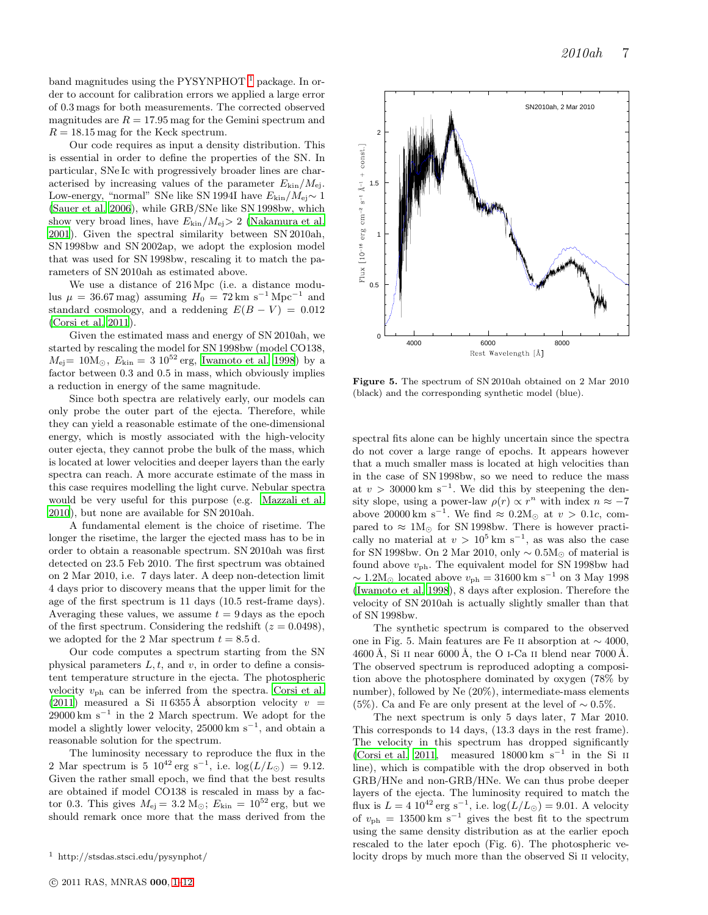band magnitudes using the PYSYNPHOT [1] package. In order to account for calibration errors we applied a large error of 0.3 mags for both measurements. The corrected observed magnitudes are $R = 17.95$ mag for the Gemini spectrum and $R = 18.15$ mag for the Keck spectrum.

Our code requires as input a density distribution. This is essential in order to define the properties of the SN. In particular, SNe Ic with progressively broader lines are characterised by increasing values of the parameter $E_{\rm kin}/M_{\rm ej}$. Low-energy, "normal" SNe like SN 1994I have $E_{\rm kin}/M_{\rm ej} \sim 1$ (Sauer et al. 2006), while GRB/SNe like SN 1998bw, which show very broad lines, have $E_{\rm kin}/M_{\rm ej} > 2$ (Nakamura et al. 2001). Given the spectral similarity between SN 2010ah, SN 1998bw and SN 2002ap, we adopt the explosion model that was used for SN 1998bw, rescaling it to match the parameters of SN 2010ah as estimated above.

We use a distance of 216 Mpc (i.e. a distance modulus $\mu = 36.67$ mag) assuming $H_0 = 72$ km s$^{-1}$ Mpc$^{-1}$ and standard cosmology, and a reddening $E(B-V) = 0.012$ (Corsi et al. 2011).

Given the estimated mass and energy of SN 2010ah, we started by rescaling the model for SN 1998bw (model CO138, $M_{\rm ej} = 10 {\rm M}_{\odot}$, $E_{\rm kin} = 3\ 10^{52}$ erg, Iwamoto et al. 1998) by a factor between 0.3 and 0.5 in mass, which obviously implies a reduction in energy of the same magnitude.

Since both spectra are relatively early, our models can only probe the outer part of the ejecta. Therefore, while they can yield a reasonable estimate of the one-dimensional energy, which is mostly associated with the high-velocity outer ejecta, they cannot probe the bulk of the mass, which is located at lower velocities and deeper layers than the early spectra can reach. A more accurate estimate of the mass in this case requires modelling the light curve. Nebular spectra would be very useful for this purpose (e.g. Mazzali et al. 2010), but none are available for SN 2010ah.

A fundamental element is the choice of risetime. The longer the risetime, the larger the ejected mass has to be in order to obtain a reasonable spectrum. SN 2010ah was first detected on 23.5 Feb 2010. The first spectrum was obtained on 2 Mar 2010, i.e. 7 days later. A deep non-detection limit 4 days prior to discovery means that the upper limit for the age of the first spectrum is 11 days (10.5 rest-frame days). Averaging these values, we assume $t = 9$ days as the epoch of the first spectrum. Considering the redshift ($z = 0.0498$), we adopted for the 2 Mar spectrum $t = 8.5$ d.

Our code computes a spectrum starting from the SN physical parameters $L$, $t$, and $v$, in order to define a consistent temperature structure in the ejecta. The photospheric velocity $v_{\rm ph}$ can be inferred from the spectra. Corsi et al. (2011) measured a Si II 6355 Å absorption velocity $v = 29000$ km s$^{-1}$ in the 2 March spectrum. We adopt for the model a slightly lower velocity, 25000 km s$^{-1}$, and obtain a reasonable solution for the spectrum.

The luminosity necessary to reproduce the flux in the 2 Mar spectrum is $5\ 10^{42}$ erg s$^{-1}$, i.e. $\log(L/L_{\odot}) = 9.12$. Given the rather small epoch, we find that the best results are obtained if model CO138 is rescaled in mass by a factor 0.3. This gives $M_{\rm ej} = 3.2\ {\rm M}_{\odot}$; $E_{\rm kin} = 10^{52}$ erg, but we should remark once more that the mass derived from the spectral fits alone can be highly uncertain since the spectra do not cover a large range of epochs. It appears however that a much smaller mass is located at high velocities than in the case of SN 1998bw, so we need to reduce the mass at $v > 30000$ km s$^{-1}$. We did this by steepening the density slope, using a power-law $\rho(r) \propto r^n$ with index $n \approx -7$ above 20000 km s$^{-1}$. We find $\approx 0.2 {\rm M}_{\odot}$ at $v > 0.1c$, compared to $\approx 1 {\rm M}_{\odot}$ for SN 1998bw. There is however practically no material at $v > 10^5$ km s$^{-1}$, as was also the case for SN 1998bw. On 2 Mar 2010, only $\sim 0.5 {\rm M}_{\odot}$ of material is found above $v_{\rm ph}$. The equivalent model for SN 1998bw had $\sim 1.2 {\rm M}_{\odot}$ located above $v_{\rm ph} = 31600$ km s$^{-1}$ on 3 May 1998 (Iwamoto et al. 1998), 8 days after explosion. Therefore the velocity of SN 2010ah is actually slightly smaller than that of SN 1998bw.

Figure 5. The spectrum of SN 2010ah obtained on 2 Mar 2010 (black) and the corresponding synthetic model (blue).

The synthetic spectrum is compared to the observed one in Fig. 5. Main features are Fe II absorption at $\sim 4000$, 4600 Å, Si II near 6000 Å, the O I-Ca II blend near 7000 Å. The observed spectrum is reproduced adopting a composition above the photosphere dominated by oxygen (78% by number), followed by Ne (20%), intermediate-mass elements (5%). Ca and Fe are only present at the level of $\sim 0.5$%.

The next spectrum is only 5 days later, 7 Mar 2010. This corresponds to 14 days, (13.3 days in the rest frame). The velocity in this spectrum has dropped significantly (Corsi et al. 2011, measured 18000 km s$^{-1}$ in the Si II line), which is compatible with the drop observed in both GRB/HNe and non-GRB/HNe. We can thus probe deeper layers of the ejecta. The luminosity required to match the flux is $L = 4\ 10^{42}$ erg s$^{-1}$, i.e. $\log(L/L_{\odot}) = 9.01$. A velocity of $v_{\rm ph} = 13500$ km s$^{-1}$ gives the best fit to the spectrum using the same density distribution as at the earlier epoch rescaled to the later epoch (Fig. 6). The photospheric velocity drops by much more than the observed Si II velocity,

[1] http://stsdas.stsci.edu/pysynphot/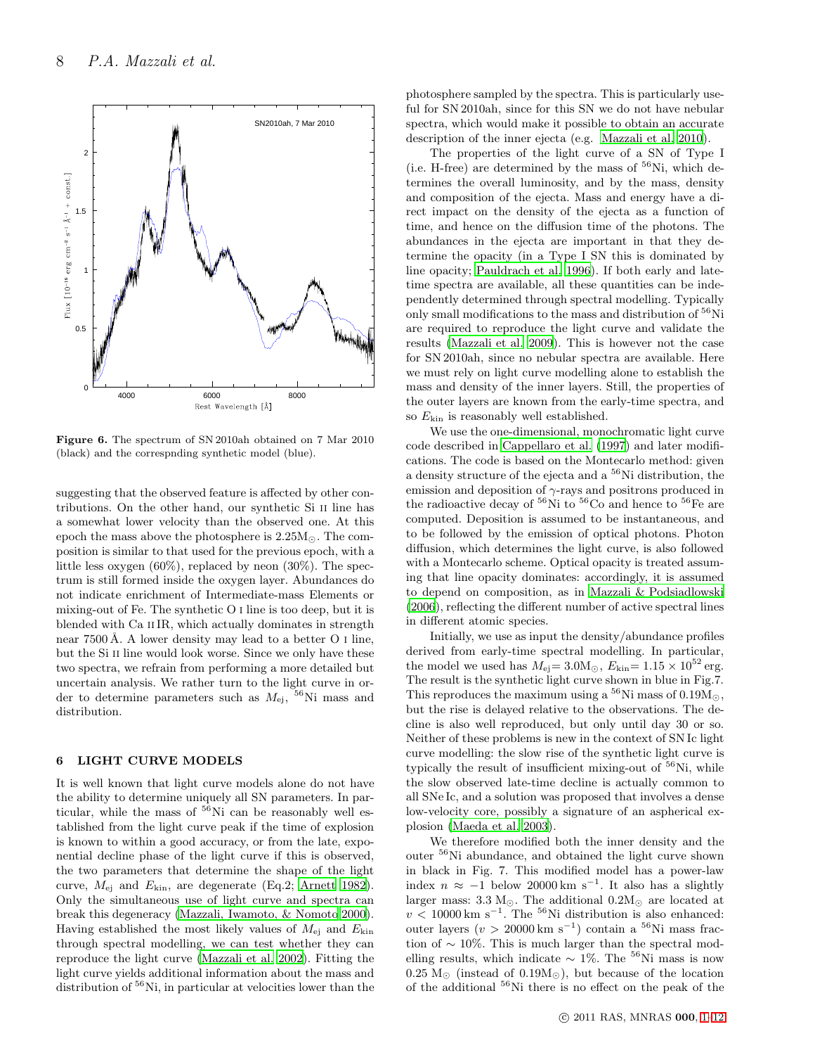Figure 6. The spectrum of SN 2010ah obtained on 7 Mar 2010 (black) and the correspnding synthetic model (blue).

suggesting that the observed feature is affected by other contributions. On the other hand, our synthetic Si II line has a somewhat lower velocity than the observed one. At this epoch the mass above the photosphere is $2.25 M_{\odot}$. The composition is similar to that used for the previous epoch, with a little less oxygen (60%), replaced by neon (30%). The spectrum is still formed inside the oxygen layer. Abundances do not indicate enrichment of Intermediate-mass Elements or mixing-out of Fe. The synthetic O I line is too deep, but it is blended with Ca II IR, which actually dominates in strength near 7500 Å. A lower density may lead to a better O I line, but the Si II line would look worse. Since we only have these two spectra, we refrain from performing a more detailed but uncertain analysis. We rather turn to the light curve in order to determine parameters such as $M_{\rm ej}$, $^{56}$Ni mass and distribution.

## 6 LIGHT CURVE MODELS

It is well known that light curve models alone do not have the ability to determine uniquely all SN parameters. In particular, while the mass of $^{56}$Ni can be reasonably well established from the light curve peak if the time of explosion is known to within a good accuracy, or from the late, exponential decline phase of the light curve if this is observed, the two parameters that determine the shape of the light curve, $M_{\rm ej}$ and $E_{\rm kin}$, are degenerate (Eq.2; Arnett 1982). Only the simultaneous use of light curve and spectra can break this degeneracy (Mazzali, Iwamoto, & Nomoto 2000). Having established the most likely values of $M_{\rm ej}$ and $E_{\rm kin}$ through spectral modelling, we can test whether they can reproduce the light curve (Mazzali et al. 2002). Fitting the light curve yields additional information about the mass and distribution of $^{56}$Ni, in particular at velocities lower than the photosphere sampled by the spectra. This is particularly useful for SN 2010ah, since for this SN we do not have nebular spectra, which would make it possible to obtain an accurate description of the inner ejecta (e.g. Mazzali et al. 2010).

The properties of the light curve of a SN of Type I (i.e. H-free) are determined by the mass of $^{56}$Ni, which determines the overall luminosity, and by the mass, density and composition of the ejecta. Mass and energy have a direct impact on the density of the ejecta as a function of time, and hence on the diffusion time of the photons. The abundances in the ejecta are important in that they determine the opacity (in a Type I SN this is dominated by line opacity; Pauldrach et al. 1996). If both early and late-time spectra are available, all these quantities can be independently determined through spectral modelling. Typically only small modifications to the mass and distribution of $^{56}$Ni are required to reproduce the light curve and validate the results (Mazzali et al. 2009). This is however not the case for SN 2010ah, since no nebular spectra are available. Here we must rely on light curve modelling alone to establish the mass and density of the inner layers. Still, the properties of the outer layers are known from the early-time spectra, and so $E_{\rm kin}$ is reasonably well established.

We use the one-dimensional, monochromatic light curve code described in Cappellaro et al. (1997) and later modifications. The code is based on the Montecarlo method: given a density structure of the ejecta and a $^{56}$Ni distribution, the emission and deposition of $\gamma$-rays and positrons produced in the radioactive decay of $^{56}$Ni to $^{56}$Co and hence to $^{56}$Fe are computed. Deposition is assumed to be instantaneous, and to be followed by the emission of optical photons. Photon diffusion, which determines the light curve, is also followed with a Montecarlo scheme. Optical opacity is treated assuming that line opacity dominates: accordingly, it is assumed to depend on composition, as in Mazzali & Podsiadlowski (2006), reflecting the different number of active spectral lines in different atomic species.

Initially, we use as input the density/abundance profiles derived from early-time spectral modelling. In particular, the model we used has $M_{\rm ej} = 3.0 M_{\odot}$, $E_{\rm kin} = 1.15 \times 10^{52}$ erg. The result is the synthetic light curve shown in blue in Fig.7. This reproduces the maximum using a $^{56}$Ni mass of $0.19 M_{\odot}$, but the rise is delayed relative to the observations. The decline is also well reproduced, but only until day 30 or so. Neither of these problems is new in the context of SN Ic light curve modelling: the slow rise of the synthetic light curve is typically the result of insufficient mixing-out of $^{56}$Ni, while the slow observed late-time decline is actually common to all SNe Ic, and a solution was proposed that involves a dense low-velocity core, possibly a signature of an aspherical explosion (Maeda et al. 2003).

We therefore modified both the inner density and the outer $^{56}$Ni abundance, and obtained the light curve shown in black in Fig. 7. This modified model has a power-law index $n \approx -1$ below 20000 km s$^{-1}$. It also has a slightly larger mass: $3.3 M_{\odot}$. The additional $0.2 M_{\odot}$ are located at $v < 10000$ km s$^{-1}$. The $^{56}$Ni distribution is also enhanced: outer layers ($v > 20000$ km s$^{-1}$) contain a $^{56}$Ni mass fraction of $\sim 10\%$. This is much larger than the spectral modelling results, which indicate $\sim 1\%$. The $^{56}$Ni mass is now $0.25 M_{\odot}$ (instead of $0.19 M_{\odot}$), but because of the location of the additional $^{56}$Ni there is no effect on the peak of the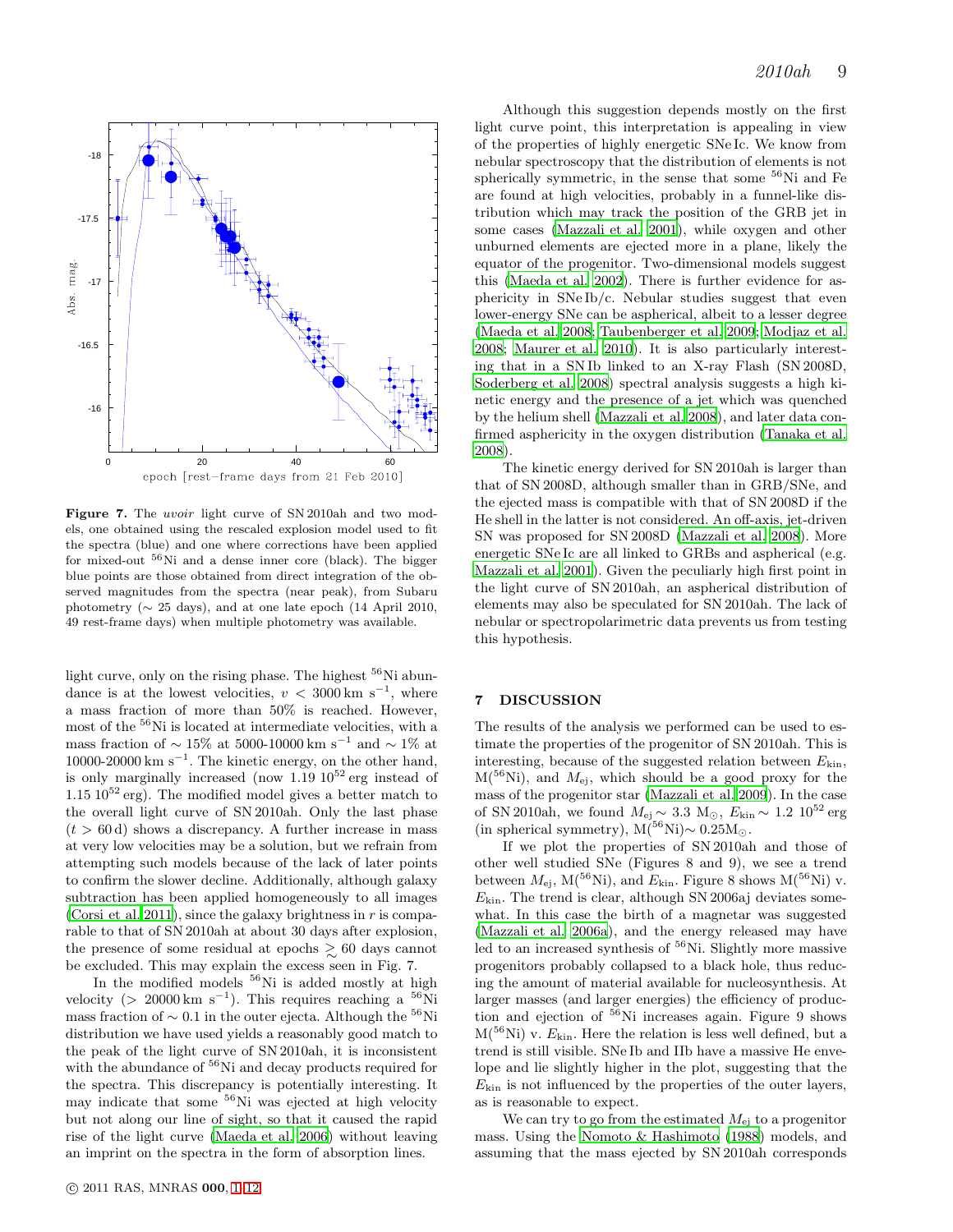**Figure 7.** The *uvoir* light curve of SN 2010ah and two models, one obtained using the rescaled explosion model used to fit the spectra (blue) and one where corrections have been applied for mixed-out $^{56}$Ni and a dense inner core (black). The bigger blue points are those obtained from direct integration of the observed magnitudes from the spectra (near peak), from Subaru photometry ($\sim$ 25 days), and at one late epoch (14 April 2010, 49 rest-frame days) when multiple photometry was available.

light curve, only on the rising phase. The highest $^{56}$Ni abundance is at the lowest velocities, $v < 3000\,\mathrm{km\ s^{-1}}$, where a mass fraction of more than 50% is reached. However, most of the $^{56}$Ni is located at intermediate velocities, with a mass fraction of $\sim 15\%$ at 5000-10000 km s$^{-1}$ and $\sim 1\%$ at 10000-20000 km s$^{-1}$. The kinetic energy, on the other hand, is only marginally increased (now 1.19 $10^{52}$ erg instead of 1.15 $10^{52}$ erg). The modified model gives a better match to the overall light curve of SN 2010ah. Only the last phase ($t > 60$ d) shows a discrepancy. A further increase in mass at very low velocities may be a solution, but we refrain from attempting such models because of the lack of later points to confirm the slower decline. Additionally, although galaxy subtraction has been applied homogeneously to all images (Corsi et al. 2011), since the galaxy brightness in $r$ is comparable to that of SN 2010ah at about 30 days after explosion, the presence of some residual at epochs $\gtrsim 60$ days cannot be excluded. This may explain the excess seen in Fig. 7.

In the modified models $^{56}$Ni is added mostly at high velocity ($> 20000\,\mathrm{km\ s^{-1}}$). This requires reaching a $^{56}$Ni mass fraction of $\sim 0.1$ in the outer ejecta. Although the $^{56}$Ni distribution we have used yields a reasonably good match to the peak of the light curve of SN 2010ah, it is inconsistent with the abundance of $^{56}$Ni and decay products required for the spectra. This discrepancy is potentially interesting. It may indicate that some $^{56}$Ni was ejected at high velocity but not along our line of sight, so that it caused the rapid rise of the light curve (Maeda et al. 2006) without leaving an imprint on the spectra in the form of absorption lines.

Although this suggestion depends mostly on the first light curve point, this interpretation is appealing in view of the properties of highly energetic SNe Ic. We know from nebular spectroscopy that the distribution of elements is not spherically symmetric, in the sense that some $^{56}$Ni and Fe are found at high velocities, probably in a funnel-like distribution which may track the position of the GRB jet in some cases (Mazzali et al. 2001), while oxygen and other unburned elements are ejected more in a plane, likely the equator of the progenitor. Two-dimensional models suggest this (Maeda et al. 2002). There is further evidence for asphericity in SNe Ib/c. Nebular studies suggest that even lower-energy SNe can be aspherical, albeit to a lesser degree (Maeda et al. 2008; Taubenberger et al. 2009; Modjaz et al. 2008; Maurer et al. 2010). It is also particularly interesting that in a SN Ib linked to an X-ray Flash (SN 2008D, Soderberg et al. 2008) spectral analysis suggests a high kinetic energy and the presence of a jet which was quenched by the helium shell (Mazzali et al. 2008), and later data confirmed asphericity in the oxygen distribution (Tanaka et al. 2008).

The kinetic energy derived for SN 2010ah is larger than that of SN 2008D, although smaller than in GRB/SNe, and the ejected mass is compatible with that of SN 2008D if the He shell in the latter is not considered. An off-axis, jet-driven SN was proposed for SN 2008D (Mazzali et al. 2008). More energetic SNe Ic are all linked to GRBs and aspherical (e.g. Mazzali et al. 2001). Given the peculiarly high first point in the light curve of SN 2010ah, an aspherical distribution of elements may also be speculated for SN 2010ah. The lack of nebular or spectropolarimetric data prevents us from testing this hypothesis.

## 7 DISCUSSION

The results of the analysis we performed can be used to estimate the properties of the progenitor of SN 2010ah. This is interesting, because of the suggested relation between $E_{\rm kin}$, M($^{56}$Ni), and $M_{\rm ej}$, which should be a good proxy for the mass of the progenitor star (Mazzali et al. 2009). In the case of SN 2010ah, we found $M_{\rm ej} \sim 3.3$ M$_\odot$, $E_{\rm kin} \sim 1.2\ 10^{52}$ erg (in spherical symmetry), M($^{56}$Ni)$\sim 0.25$M$_\odot$.

If we plot the properties of SN 2010ah and those of other well studied SNe (Figures 8 and 9), we see a trend between $M_{\rm ej}$, M($^{56}$Ni), and $E_{\rm kin}$. Figure 8 shows M($^{56}$Ni) v. $E_{\rm kin}$. The trend is clear, although SN 2006aj deviates somewhat. In this case the birth of a magnetar was suggested (Mazzali et al. 2006a), and the energy released may have led to an increased synthesis of $^{56}$Ni. Slightly more massive progenitors probably collapsed to a black hole, thus reducing the amount of material available for nucleosynthesis. At larger masses (and larger energies) the efficiency of production and ejection of $^{56}$Ni increases again. Figure 9 shows M($^{56}$Ni) v. $E_{\rm kin}$. Here the relation is less well defined, but a trend is still visible. SNe Ib and IIb have a massive He envelope and lie slightly higher in the plot, suggesting that the $E_{\rm kin}$ is not influenced by the properties of the outer layers, as is reasonable to expect.

We can try to go from the estimated $M_{\rm ej}$ to a progenitor mass. Using the Nomoto & Hashimoto (1988) models, and assuming that the mass ejected by SN 2010ah corresponds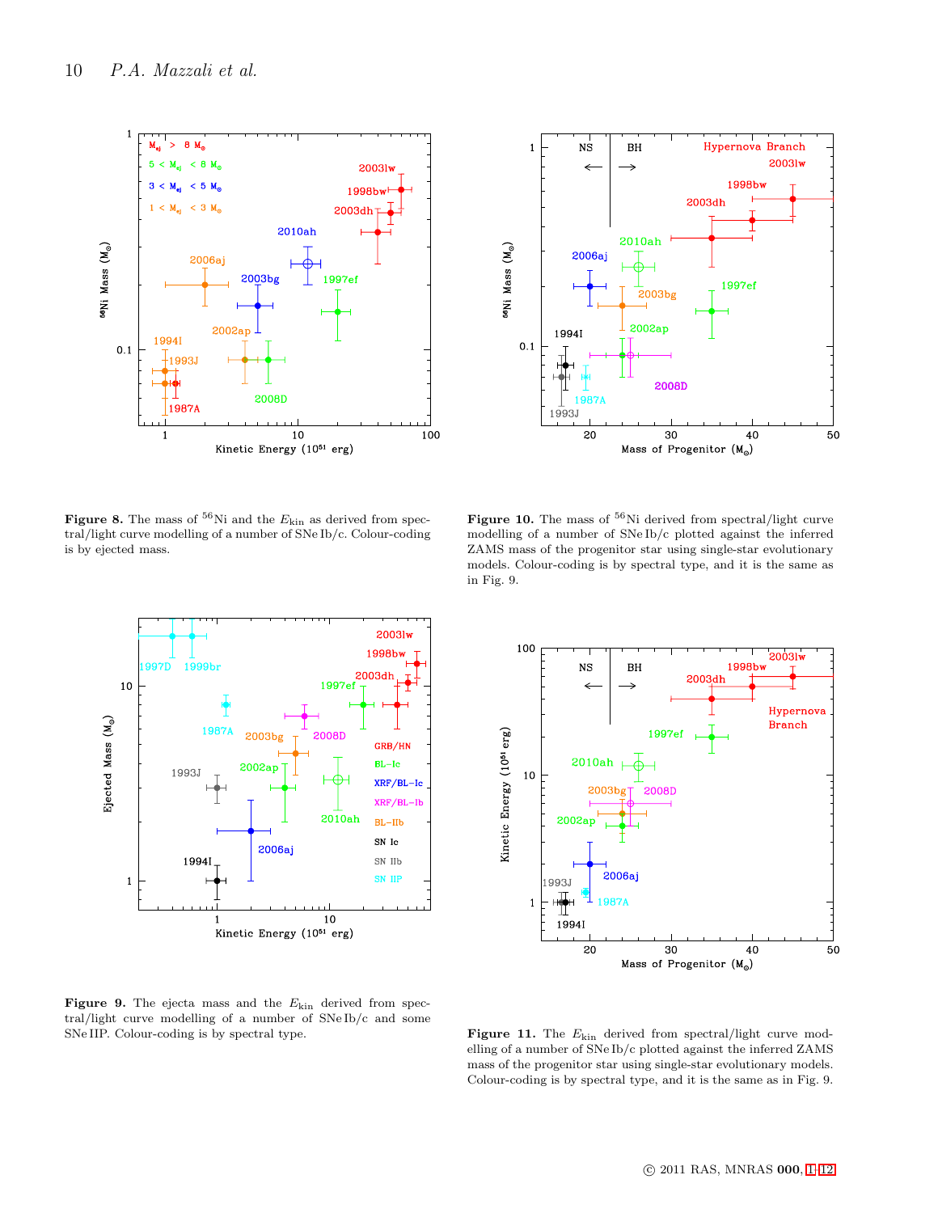**Figure 8.** The mass of $^{56}$Ni and the $E_{\rm kin}$ as derived from spectral/light curve modelling of a number of SNe Ib/c. Colour-coding is by ejected mass.

**Figure 9.** The ejecta mass and the $E_{\rm kin}$ derived from spectral/light curve modelling of a number of SNe Ib/c and some SNe IIP. Colour-coding is by spectral type.

**Figure 10.** The mass of $^{56}$Ni derived from spectral/light curve modelling of a number of SNe Ib/c plotted against the inferred ZAMS mass of the progenitor star using single-star evolutionary models. Colour-coding is by spectral type, and it is the same as in Fig. 9.

**Figure 11.** The $E_{\rm kin}$ derived from spectral/light curve modelling of a number of SNe Ib/c plotted against the inferred ZAMS mass of the progenitor star using single-star evolutionary models. Colour-coding is by spectral type, and it is the same as in Fig. 9.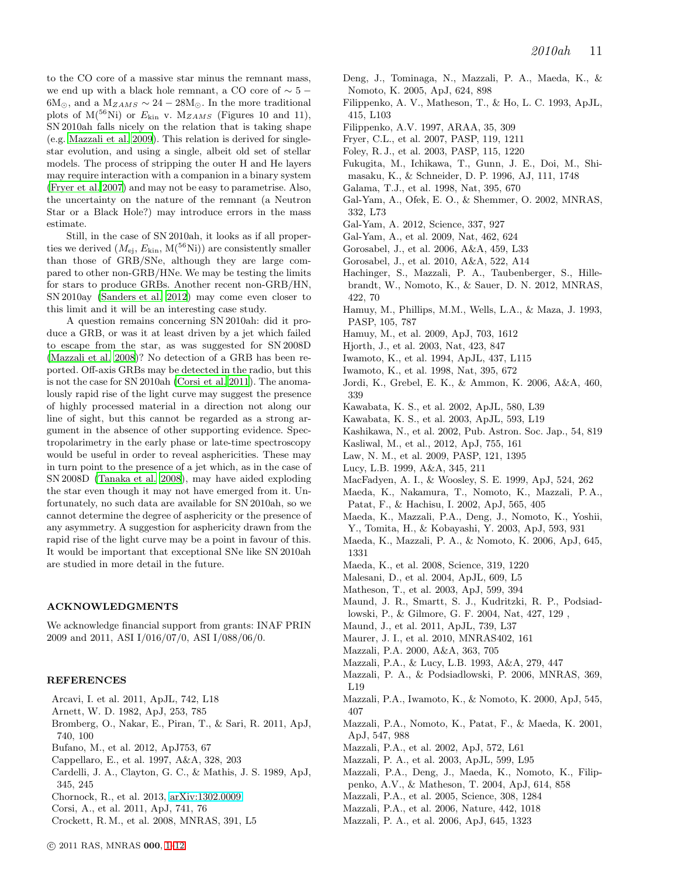to the CO core of a massive star minus the remnant mass, we end up with a black hole remnant, a CO core of $\sim 5-6\mathrm{M}_{\odot}$, and a $\mathrm{M}_{ZAMS} \sim 24-28\mathrm{M}_{\odot}$. In the more traditional plots of M($^{56}$Ni) or $E_{\rm kin}$ v. $\mathrm{M}_{ZAMS}$ (Figures 10 and 11), SN 2010ah falls nicely on the relation that is taking shape (e.g. Mazzali et al. 2009). This relation is derived for single-star evolution, and using a single, albeit old set of stellar models. The process of stripping the outer H and He layers may require interaction with a companion in a binary system (Fryer et al. 2007) and may not be easy to parametrise. Also, the uncertainty on the nature of the remnant (a Neutron Star or a Black Hole?) may introduce errors in the mass estimate.

Still, in the case of SN 2010ah, it looks as if all properties we derived ($M_{\rm ej}$, $E_{\rm kin}$, M($^{56}$Ni)) are consistently smaller than those of GRB/SNe, although they are large compared to other non-GRB/HNe. We may be testing the limits for stars to produce GRBs. Another recent non-GRB/HN, SN 2010ay (Sanders et al. 2012) may come even closer to this limit and it will be an interesting case study.

A question remains concerning SN 2010ah: did it produce a GRB, or was it at least driven by a jet which failed to escape from the star, as was suggested for SN 2008D (Mazzali et al. 2008)? No detection of a GRB has been reported. Off-axis GRBs may be detected in the radio, but this is not the case for SN 2010ah (Corsi et al. 2011). The anomalously rapid rise of the light curve may suggest the presence of highly processed material in a direction not along our line of sight, but this cannot be regarded as a strong argument in the absence of other supporting evidence. Spectropolarimetry in the early phase or late-time spectroscopy would be useful in order to reveal asphericities. These may in turn point to the presence of a jet which, as in the case of SN 2008D (Tanaka et al. 2008), may have aided exploding the star even though it may not have emerged from it. Unfortunately, no such data are available for SN 2010ah, so we cannot determine the degree of asphericity or the presence of any asymmetry. A suggestion for asphericity drawn from the rapid rise of the light curve may be a point in favour of this. It would be important that exceptional SNe like SN 2010ah are studied in more detail in the future.

## ACKNOWLEDGMENTS

We acknowledge financial support from grants: INAF PRIN 2009 and 2011, ASI I/016/07/0, ASI I/088/06/0.

## REFERENCES

Arcavi, I. et al. 2011, ApJL, 742, L18
Arnett, W. D. 1982, ApJ, 253, 785
Bromberg, O., Nakar, E., Piran, T., & Sari, R. 2011, ApJ, 740, 100
Bufano, M., et al. 2012, ApJ753, 67
Cappellaro, E., et al. 1997, A&A, 328, 203
Cardelli, J. A., Clayton, G. C., & Mathis, J. S. 1989, ApJ, 345, 245
Chornock, R., et al. 2013, arXiv:1302.0009
Corsi, A., et al. 2011, ApJ, 741, 76
Crockett, R. M., et al. 2008, MNRAS, 391, L5
Deng, J., Tominaga, N., Mazzali, P. A., Maeda, K., & Nomoto, K. 2005, ApJ, 624, 898
Filippenko, A. V., Matheson, T., & Ho, L. C. 1993, ApJL, 415, L103
Filippenko, A.V. 1997, ARAA, 35, 309
Fryer, C.L., et al. 2007, PASP, 119, 1211
Foley, R. J., et al. 2003, PASP, 115, 1220
Fukugita, M., Ichikawa, T., Gunn, J. E., Doi, M., Shimasaku, K., & Schneider, D. P. 1996, AJ, 111, 1748
Galama, T.J., et al. 1998, Nat, 395, 670
Gal-Yam, A., Ofek, E. O., & Shemmer, O. 2002, MNRAS, 332, L73
Gal-Yam, A. 2012, Science, 337, 927
Gal-Yam, A., et al. 2009, Nat, 462, 624
Gorosabel, J., et al. 2006, A&A, 459, L33
Gorosabel, J., et al. 2010, A&A, 522, A14
Hachinger, S., Mazzali, P. A., Taubenberger, S., Hillebrandt, W., Nomoto, K., & Sauer, D. N. 2012, MNRAS, 422, 70
Hamuy, M., Phillips, M.M., Wells, L.A., & Maza, J. 1993, PASP, 105, 787
Hamuy, M., et al. 2009, ApJ, 703, 1612
Hjorth, J., et al. 2003, Nat, 423, 847
Iwamoto, K., et al. 1994, ApJL, 437, L115
Iwamoto, K., et al. 1998, Nat, 395, 672
Jordi, K., Grebel, E. K., & Ammon, K. 2006, A&A, 460, 339
Kawabata, K. S., et al. 2002, ApJL, 580, L39
Kawabata, K. S., et al. 2003, ApJL, 593, L19
Kashikawa, N., et al. 2002, Pub. Astron. Soc. Jap., 54, 819
Kasliwal, M., et al., 2012, ApJ, 755, 161
Law, N. M., et al. 2009, PASP, 121, 1395
Lucy, L.B. 1999, A&A, 345, 211
MacFadyen, A. I., & Woosley, S. E. 1999, ApJ, 524, 262
Maeda, K., Nakamura, T., Nomoto, K., Mazzali, P. A., Patat, F., & Hachisu, I. 2002, ApJ, 565, 405
Maeda, K., Mazzali, P.A., Deng, J., Nomoto, K., Yoshii, Y., Tomita, H., & Kobayashi, Y. 2003, ApJ, 593, 931
Maeda, K., Mazzali, P. A., & Nomoto, K. 2006, ApJ, 645, 1331
Maeda, K., et al. 2008, Science, 319, 1220
Malesani, D., et al. 2004, ApJL, 609, L5
Matheson, T., et al. 2003, ApJ, 599, 394
Maund, J. R., Smartt, S. J., Kudritzki, R. P., Podsiadlowski, P., & Gilmore, G. F. 2004, Nat, 427, 129 ,
Maund, J., et al. 2011, ApJL, 739, L37
Maurer, J. I., et al. 2010, MNRAS402, 161
Mazzali, P.A. 2000, A&A, 363, 705
Mazzali, P.A., & Lucy, L.B. 1993, A&A, 279, 447
Mazzali, P. A., & Podsiadlowski, P. 2006, MNRAS, 369, L19
Mazzali, P.A., Iwamoto, K., & Nomoto, K. 2000, ApJ, 545, 407
Mazzali, P.A., Nomoto, K., Patat, F., & Maeda, K. 2001, ApJ, 547, 988
Mazzali, P.A., et al. 2002, ApJ, 572, L61
Mazzali, P. A., et al. 2003, ApJL, 599, L95
Mazzali, P.A., Deng, J., Maeda, K., Nomoto, K., Filippenko, A.V., & Matheson, T. 2004, ApJ, 614, 858
Mazzali, P.A., et al. 2005, Science, 308, 1284
Mazzali, P.A., et al. 2006, Nature, 442, 1018
Mazzali, P. A., et al. 2006, ApJ, 645, 1323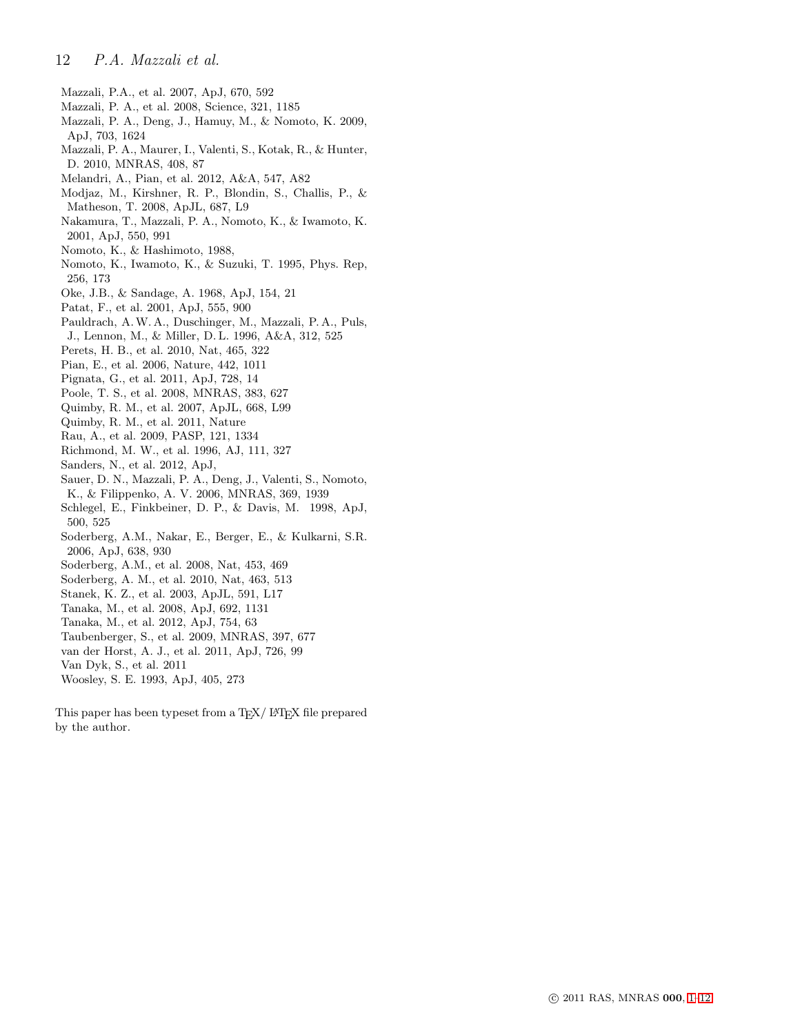Mazzali, P.A., et al. 2007, ApJ, 670, 592

Mazzali, P. A., et al. 2008, Science, 321, 1185

Mazzali, P. A., Deng, J., Hamuy, M., & Nomoto, K. 2009, ApJ, 703, 1624

Mazzali, P. A., Maurer, I., Valenti, S., Kotak, R., & Hunter, D. 2010, MNRAS, 408, 87

Melandri, A., Pian, et al. 2012, A&A, 547, A82

Modjaz, M., Kirshner, R. P., Blondin, S., Challis, P., & Matheson, T. 2008, ApJL, 687, L9

Nakamura, T., Mazzali, P. A., Nomoto, K., & Iwamoto, K. 2001, ApJ, 550, 991

Nomoto, K., & Hashimoto, 1988,

Nomoto, K., Iwamoto, K., & Suzuki, T. 1995, Phys. Rep, 256, 173

Oke, J.B., & Sandage, A. 1968, ApJ, 154, 21

Patat, F., et al. 2001, ApJ, 555, 900

Pauldrach, A. W. A., Duschinger, M., Mazzali, P. A., Puls, J., Lennon, M., & Miller, D. L. 1996, A&A, 312, 525

Perets, H. B., et al. 2010, Nat, 465, 322

Pian, E., et al. 2006, Nature, 442, 1011

Pignata, G., et al. 2011, ApJ, 728, 14

Poole, T. S., et al. 2008, MNRAS, 383, 627

Quimby, R. M., et al. 2007, ApJL, 668, L99

Quimby, R. M., et al. 2011, Nature

Rau, A., et al. 2009, PASP, 121, 1334

Richmond, M. W., et al. 1996, AJ, 111, 327

Sanders, N., et al. 2012, ApJ,

Sauer, D. N., Mazzali, P. A., Deng, J., Valenti, S., Nomoto, K., & Filippenko, A. V. 2006, MNRAS, 369, 1939

Schlegel, E., Finkbeiner, D. P., & Davis, M. 1998, ApJ, 500, 525

Soderberg, A.M., Nakar, E., Berger, E., & Kulkarni, S.R. 2006, ApJ, 638, 930

Soderberg, A.M., et al. 2008, Nat, 453, 469

Soderberg, A. M., et al. 2010, Nat, 463, 513

Stanek, K. Z., et al. 2003, ApJL, 591, L17

Tanaka, M., et al. 2008, ApJ, 692, 1131

Tanaka, M., et al. 2012, ApJ, 754, 63

Taubenberger, S., et al. 2009, MNRAS, 397, 677

van der Horst, A. J., et al. 2011, ApJ, 726, 99

Van Dyk, S., et al. 2011

Woosley, S. E. 1993, ApJ, 405, 273

This paper has been typeset from a TEX/ LATEX file prepared by the author.